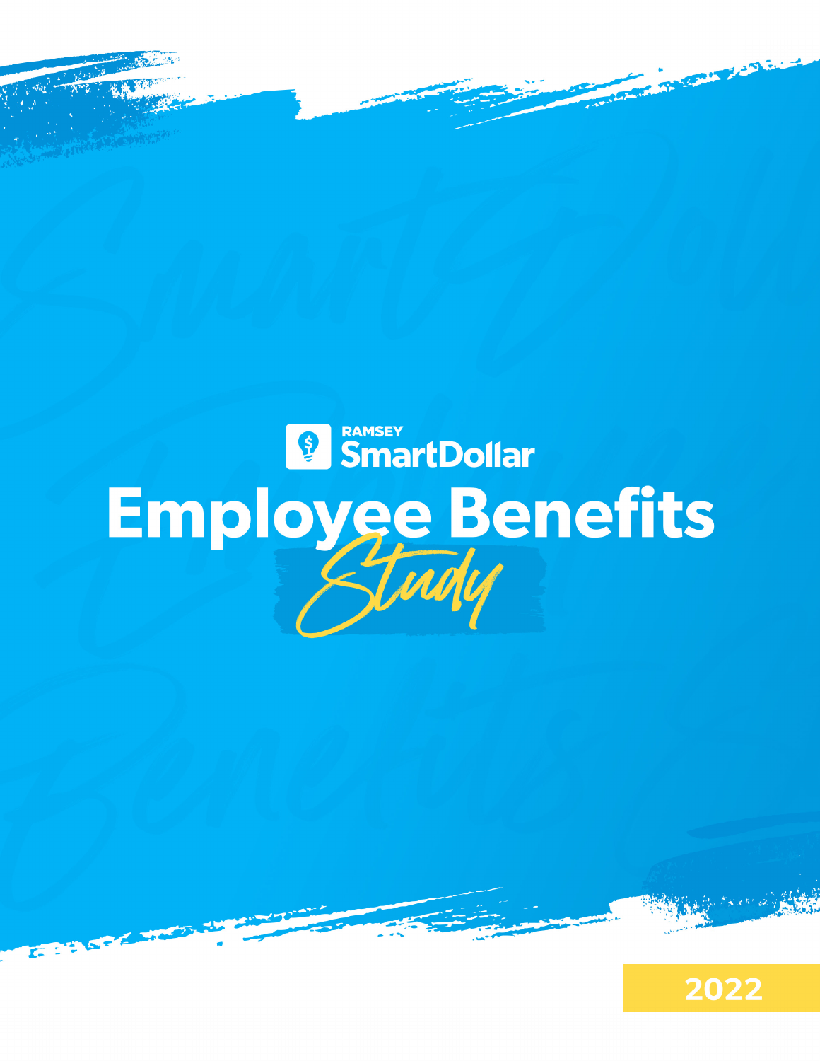RAMSEY SmartDollar

# Employee Benefits Study

2022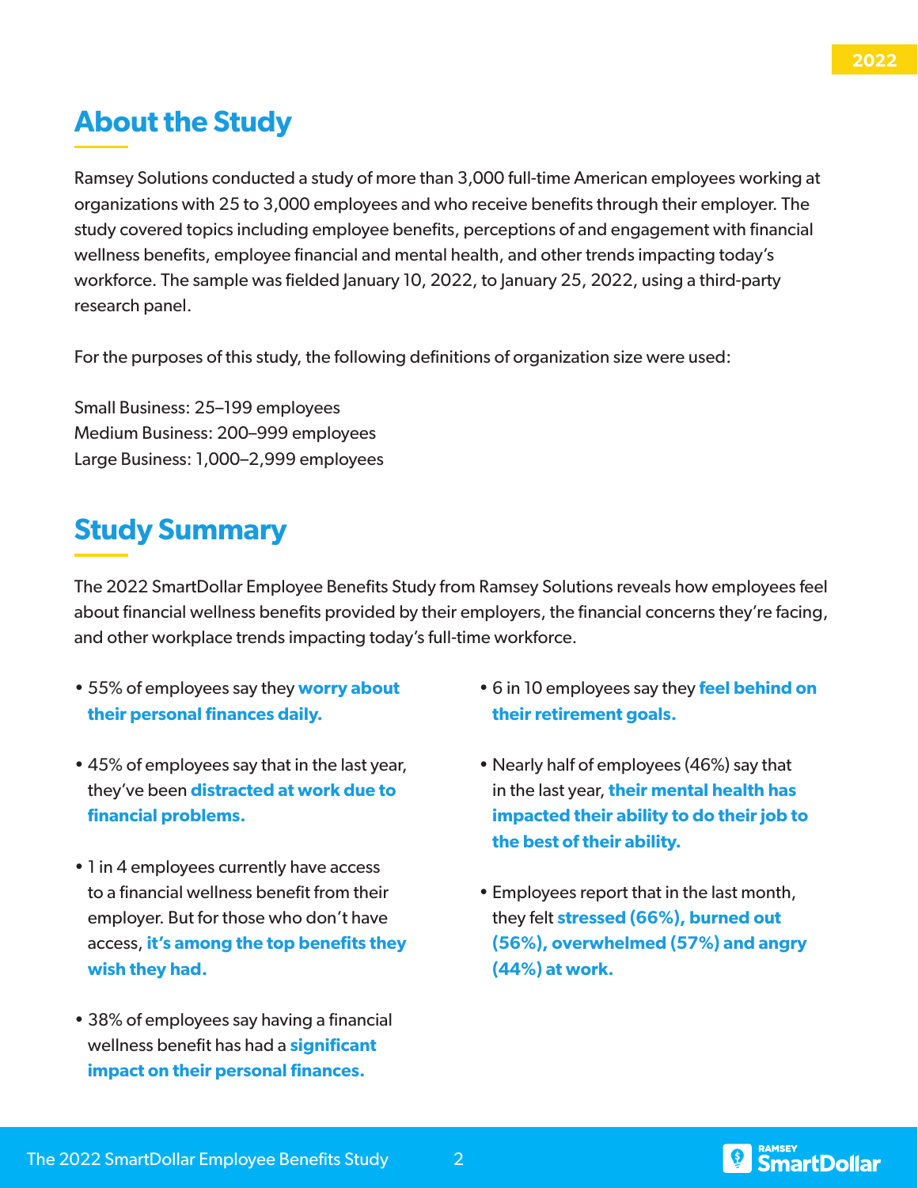## About the Study

Ramsey Solutions conducted a study of more than 3,000 full-time American employees working at organizations with 25 to 3,000 employees and who receive benefits through their employer. The study covered topics including employee benefits, perceptions of and engagement with financial wellness benefits, employee financial and mental health, and other trends impacting today's workforce. The sample was fielded January 10, 2022, to January 25, 2022, using a third-party research panel.

For the purposes of this study, the following definitions of organization size were used:

Small Business: 25–199 employees
Medium Business: 200–999 employees
Large Business: 1,000–2,999 employees

## Study Summary

The 2022 SmartDollar Employee Benefits Study from Ramsey Solutions reveals how employees feel about financial wellness benefits provided by their employers, the financial concerns they're facing, and other workplace trends impacting today's full-time workforce.

- 55% of employees say they **worry about their personal finances daily.**
- 45% of employees say that in the last year, they've been **distracted at work due to financial problems.**
- 1 in 4 employees currently have access to a financial wellness benefit from their employer. But for those who don't have access, **it's among the top benefits they wish they had.**
- 38% of employees say having a financial wellness benefit has had a **significant impact on their personal finances.**
- 6 in 10 employees say they **feel behind on their retirement goals.**
- Nearly half of employees (46%) say that in the last year, **their mental health has impacted their ability to do their job to the best of their ability.**
- Employees report that in the last month, they felt **stressed (66%), burned out (56%), overwhelmed (57%) and angry (44%) at work.**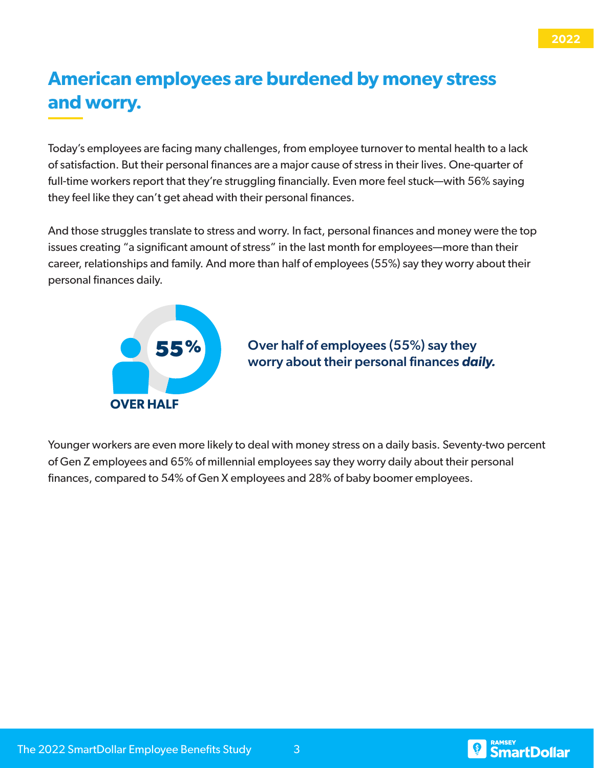## American employees are burdened by money stress and worry.

Today's employees are facing many challenges, from employee turnover to mental health to a lack of satisfaction. But their personal finances are a major cause of stress in their lives. One-quarter of full-time workers report that they're struggling financially. Even more feel stuck—with 56% saying they feel like they can't get ahead with their personal finances.

And those struggles translate to stress and worry. In fact, personal finances and money were the top issues creating "a significant amount of stress" in the last month for employees—more than their career, relationships and family. And more than half of employees (55%) say they worry about their personal finances daily.

**55%**

**OVER HALF**

**Over half of employees (55%) say they worry about their personal finances *daily.***

Younger workers are even more likely to deal with money stress on a daily basis. Seventy-two percent of Gen Z employees and 65% of millennial employees say they worry daily about their personal finances, compared to 54% of Gen X employees and 28% of baby boomer employees.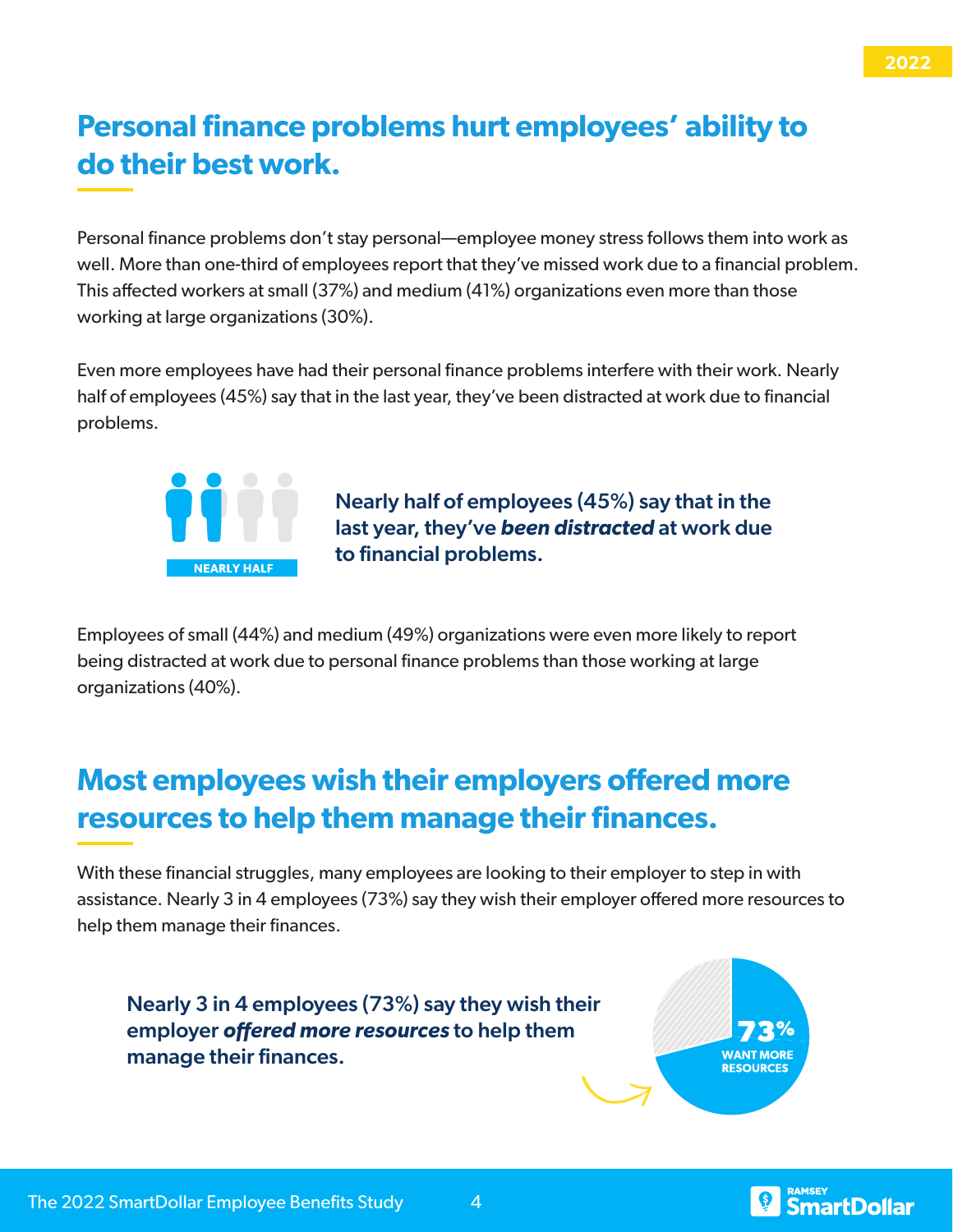## Personal finance problems hurt employees' ability to do their best work.

Personal finance problems don't stay personal—employee money stress follows them into work as well. More than one-third of employees report that they've missed work due to a financial problem. This affected workers at small (37%) and medium (41%) organizations even more than those working at large organizations (30%).

Even more employees have had their personal finance problems interfere with their work. Nearly half of employees (45%) say that in the last year, they've been distracted at work due to financial problems.

NEARLY HALF

**Nearly half of employees (45%) say that in the last year, they've *been distracted* at work due to financial problems.**

Employees of small (44%) and medium (49%) organizations were even more likely to report being distracted at work due to personal finance problems than those working at large organizations (40%).

## Most employees wish their employers offered more resources to help them manage their finances.

With these financial struggles, many employees are looking to their employer to step in with assistance. Nearly 3 in 4 employees (73%) say they wish their employer offered more resources to help them manage their finances.

**Nearly 3 in 4 employees (73%) say they wish their employer *offered more resources* to help them manage their finances.**

73% WANT MORE RESOURCES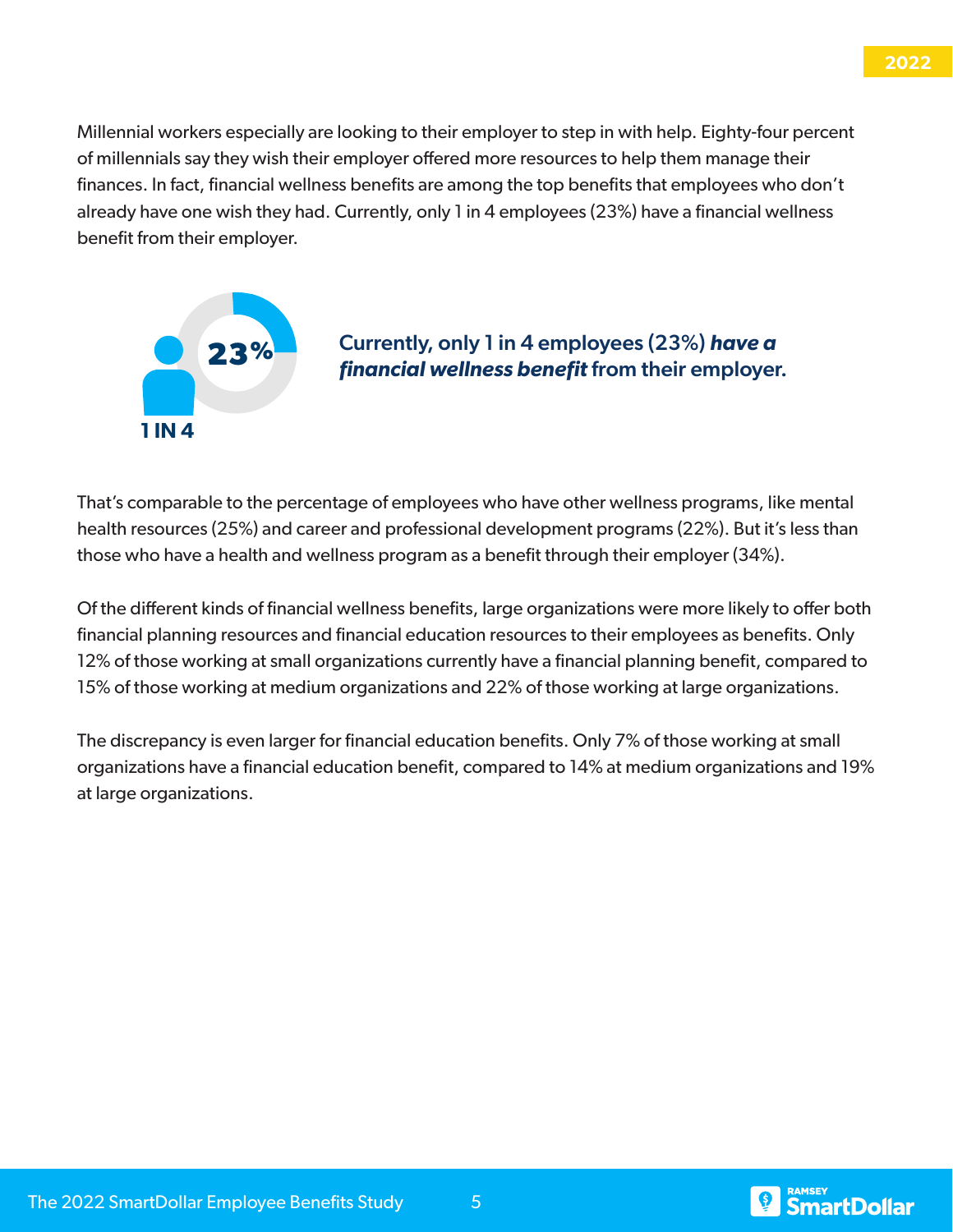Millennial workers especially are looking to their employer to step in with help. Eighty-four percent of millennials say they wish their employer offered more resources to help them manage their finances. In fact, financial wellness benefits are among the top benefits that employees who don't already have one wish they had. Currently, only 1 in 4 employees (23%) have a financial wellness benefit from their employer.

**23%**

**1 IN 4**

**Currently, only 1 in 4 employees (23%) *have a financial wellness benefit* from their employer.**

That's comparable to the percentage of employees who have other wellness programs, like mental health resources (25%) and career and professional development programs (22%). But it's less than those who have a health and wellness program as a benefit through their employer (34%).

Of the different kinds of financial wellness benefits, large organizations were more likely to offer both financial planning resources and financial education resources to their employees as benefits. Only 12% of those working at small organizations currently have a financial planning benefit, compared to 15% of those working at medium organizations and 22% of those working at large organizations.

The discrepancy is even larger for financial education benefits. Only 7% of those working at small organizations have a financial education benefit, compared to 14% at medium organizations and 19% at large organizations.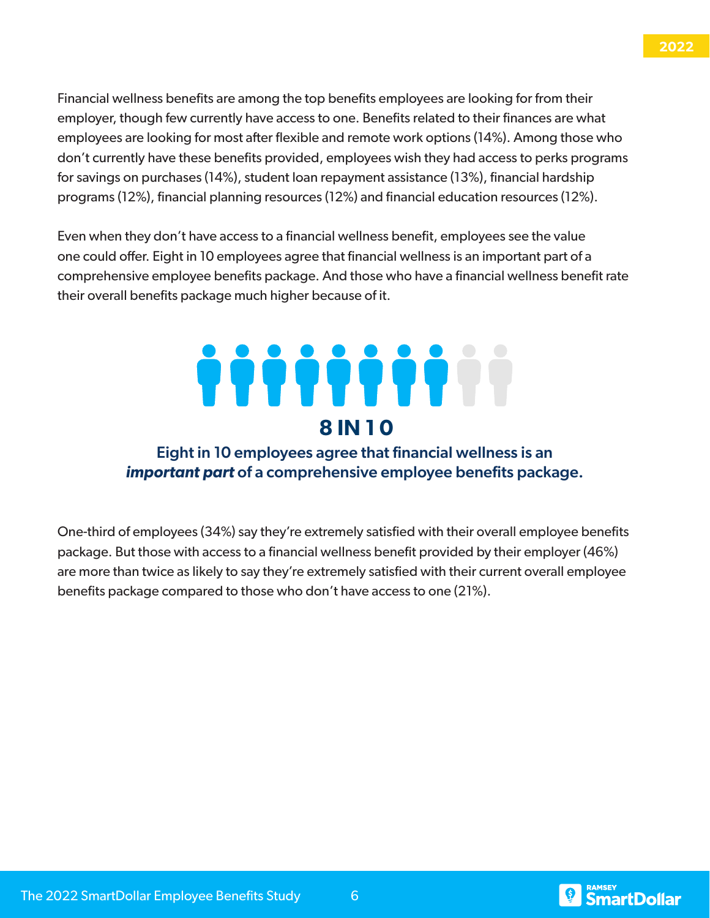Financial wellness benefits are among the top benefits employees are looking for from their employer, though few currently have access to one. Benefits related to their finances are what employees are looking for most after flexible and remote work options (14%). Among those who don't currently have these benefits provided, employees wish they had access to perks programs for savings on purchases (14%), student loan repayment assistance (13%), financial hardship programs (12%), financial planning resources (12%) and financial education resources (12%).

Even when they don't have access to a financial wellness benefit, employees see the value one could offer. Eight in 10 employees agree that financial wellness is an important part of a comprehensive employee benefits package. And those who have a financial wellness benefit rate their overall benefits package much higher because of it.

**8 IN 10**

**Eight in 10 employees agree that financial wellness is an *important part* of a comprehensive employee benefits package.**

One-third of employees (34%) say they're extremely satisfied with their overall employee benefits package. But those with access to a financial wellness benefit provided by their employer (46%) are more than twice as likely to say they're extremely satisfied with their current overall employee benefits package compared to those who don't have access to one (21%).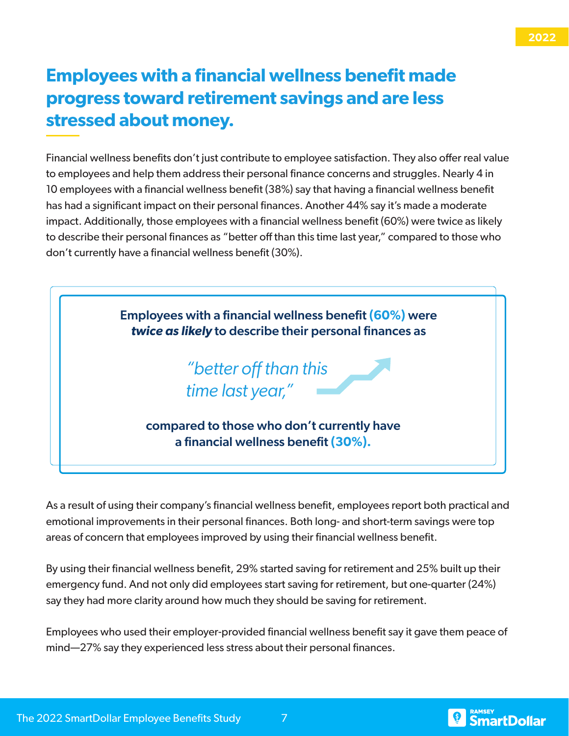## Employees with a financial wellness benefit made progress toward retirement savings and are less stressed about money.

Financial wellness benefits don't just contribute to employee satisfaction. They also offer real value to employees and help them address their personal finance concerns and struggles. Nearly 4 in 10 employees with a financial wellness benefit (38%) say that having a financial wellness benefit has had a significant impact on their personal finances. Another 44% say it's made a moderate impact. Additionally, those employees with a financial wellness benefit (60%) were twice as likely to describe their personal finances as "better off than this time last year," compared to those who don't currently have a financial wellness benefit (30%).

> **Employees with a financial wellness benefit (60%) were *twice as likely* to describe their personal finances as**
>
> *"better off than this time last year,"*
>
> **compared to those who don't currently have a financial wellness benefit (30%).**

As a result of using their company's financial wellness benefit, employees report both practical and emotional improvements in their personal finances. Both long- and short-term savings were top areas of concern that employees improved by using their financial wellness benefit.

By using their financial wellness benefit, 29% started saving for retirement and 25% built up their emergency fund. And not only did employees start saving for retirement, but one-quarter (24%) say they had more clarity around how much they should be saving for retirement.

Employees who used their employer-provided financial wellness benefit say it gave them peace of mind—27% say they experienced less stress about their personal finances.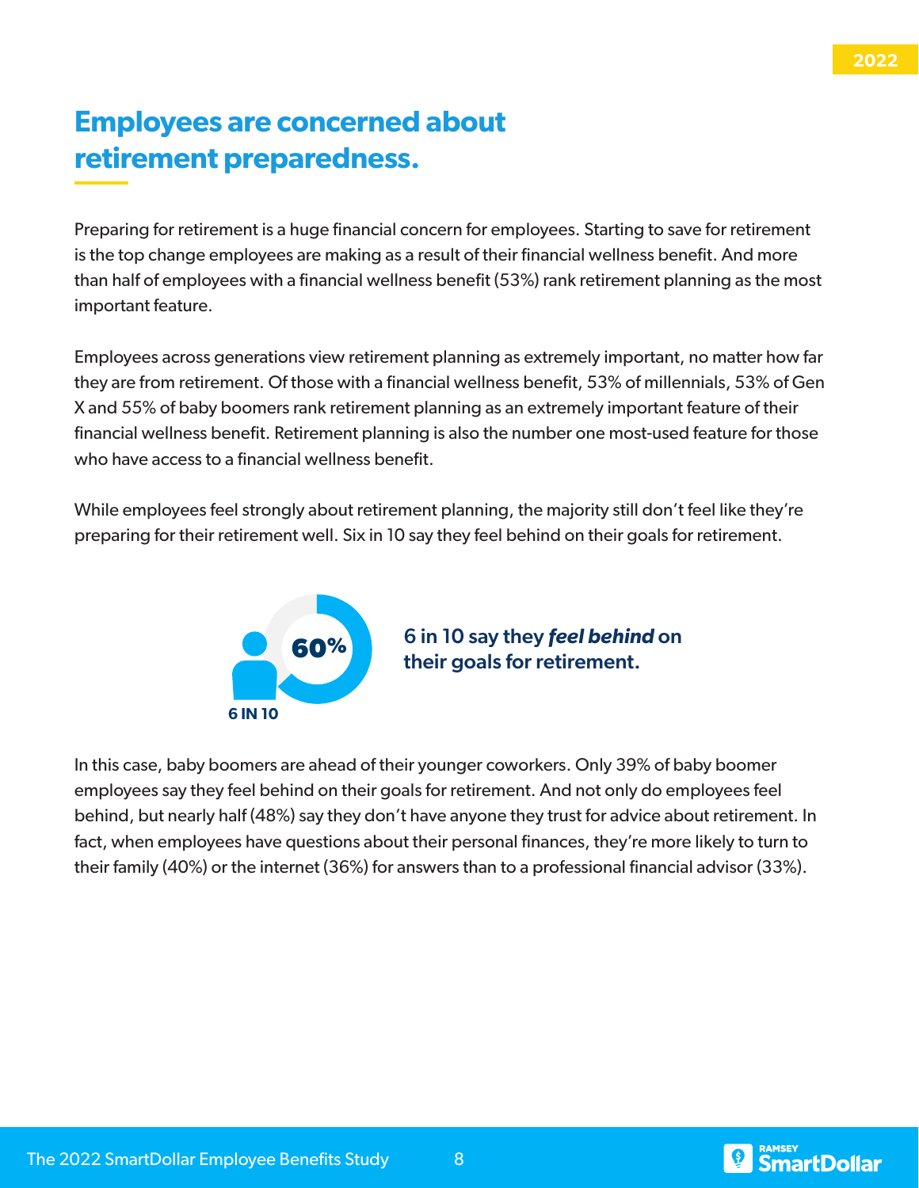## Employees are concerned about retirement preparedness.

Preparing for retirement is a huge financial concern for employees. Starting to save for retirement is the top change employees are making as a result of their financial wellness benefit. And more than half of employees with a financial wellness benefit (53%) rank retirement planning as the most important feature.

Employees across generations view retirement planning as extremely important, no matter how far they are from retirement. Of those with a financial wellness benefit, 53% of millennials, 53% of Gen X and 55% of baby boomers rank retirement planning as an extremely important feature of their financial wellness benefit. Retirement planning is also the number one most-used feature for those who have access to a financial wellness benefit.

While employees feel strongly about retirement planning, the majority still don't feel like they're preparing for their retirement well. Six in 10 say they feel behind on their goals for retirement.

60%

6 IN 10

**6 in 10 say they *feel behind* on their goals for retirement.**

In this case, baby boomers are ahead of their younger coworkers. Only 39% of baby boomer employees say they feel behind on their goals for retirement. And not only do employees feel behind, but nearly half (48%) say they don't have anyone they trust for advice about retirement. In fact, when employees have questions about their personal finances, they're more likely to turn to their family (40%) or the internet (36%) for answers than to a professional financial advisor (33%).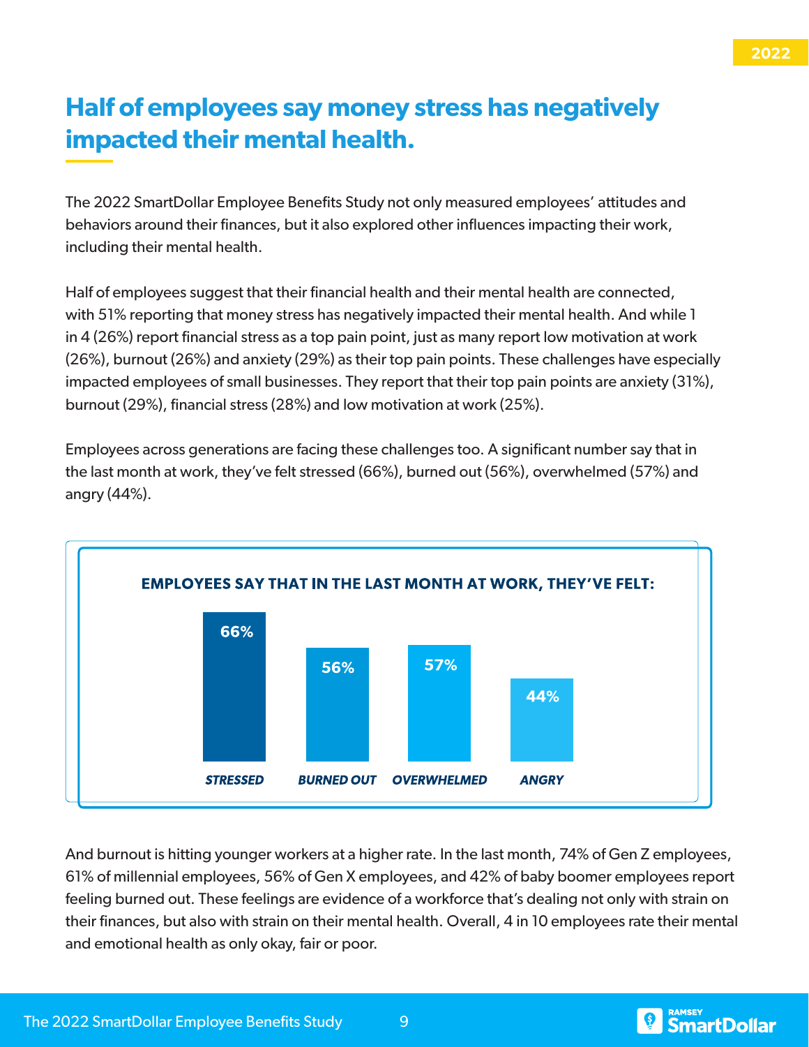## Half of employees say money stress has negatively impacted their mental health.

The 2022 SmartDollar Employee Benefits Study not only measured employees' attitudes and behaviors around their finances, but it also explored other influences impacting their work, including their mental health.

Half of employees suggest that their financial health and their mental health are connected, with 51% reporting that money stress has negatively impacted their mental health. And while 1 in 4 (26%) report financial stress as a top pain point, just as many report low motivation at work (26%), burnout (26%) and anxiety (29%) as their top pain points. These challenges have especially impacted employees of small businesses. They report that their top pain points are anxiety (31%), burnout (29%), financial stress (28%) and low motivation at work (25%).

Employees across generations are facing these challenges too. A significant number say that in the last month at work, they've felt stressed (66%), burned out (56%), overwhelmed (57%) and angry (44%).

**EMPLOYEES SAY THAT IN THE LAST MONTH AT WORK, THEY'VE FELT:**

| STRESSED | BURNED OUT | OVERWHELMED | ANGRY |
|---|---|---|---|
| 66% | 56% | 57% | 44% |

And burnout is hitting younger workers at a higher rate. In the last month, 74% of Gen Z employees, 61% of millennial employees, 56% of Gen X employees, and 42% of baby boomer employees report feeling burned out. These feelings are evidence of a workforce that's dealing not only with strain on their finances, but also with strain on their mental health. Overall, 4 in 10 employees rate their mental and emotional health as only okay, fair or poor.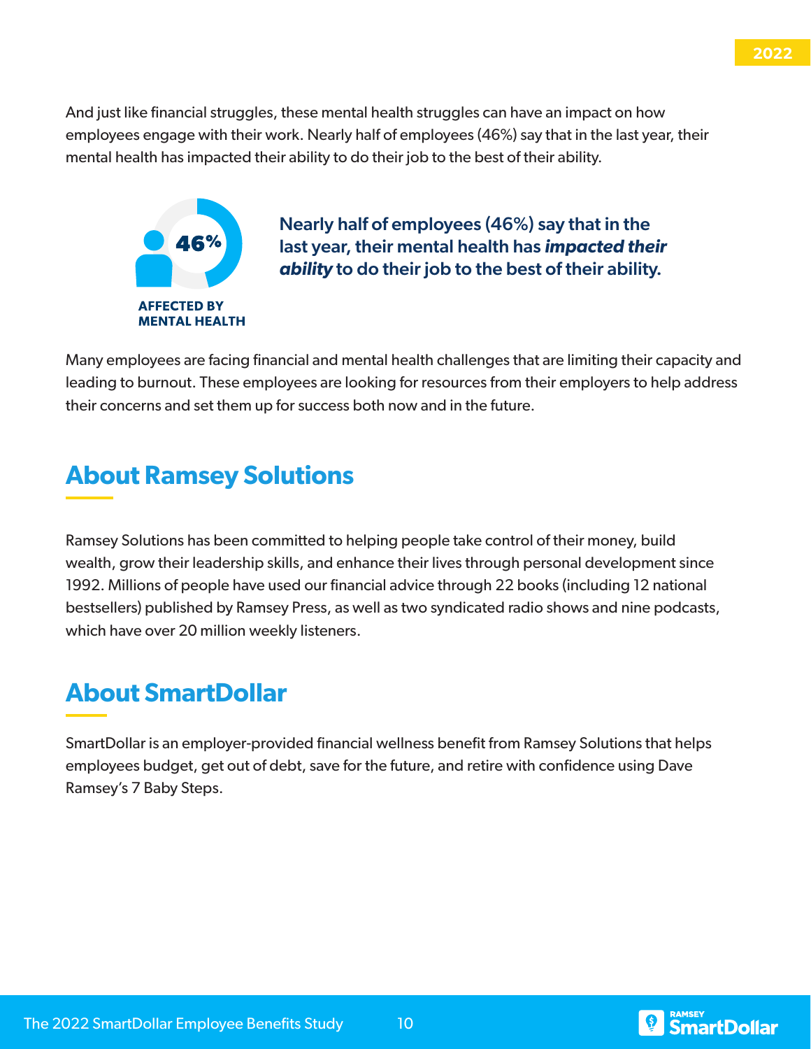And just like financial struggles, these mental health struggles can have an impact on how employees engage with their work. Nearly half of employees (46%) say that in the last year, their mental health has impacted their ability to do their job to the best of their ability.

46%

AFFECTED BY MENTAL HEALTH

**Nearly half of employees (46%) say that in the last year, their mental health has *impacted their ability* to do their job to the best of their ability.**

Many employees are facing financial and mental health challenges that are limiting their capacity and leading to burnout. These employees are looking for resources from their employers to help address their concerns and set them up for success both now and in the future.

## About Ramsey Solutions

Ramsey Solutions has been committed to helping people take control of their money, build wealth, grow their leadership skills, and enhance their lives through personal development since 1992. Millions of people have used our financial advice through 22 books (including 12 national bestsellers) published by Ramsey Press, as well as two syndicated radio shows and nine podcasts, which have over 20 million weekly listeners.

## About SmartDollar

SmartDollar is an employer-provided financial wellness benefit from Ramsey Solutions that helps employees budget, get out of debt, save for the future, and retire with confidence using Dave Ramsey's 7 Baby Steps.